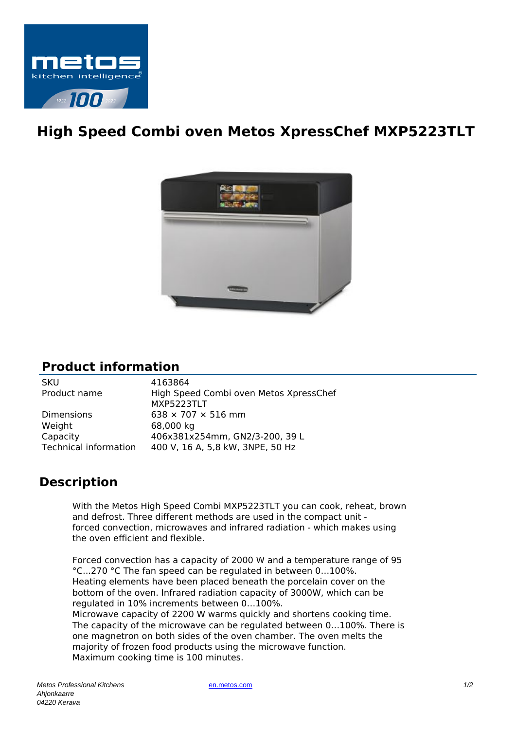# High Speed Combi oven Metos XpressChef MXP5223TLT

## Product information

| | |
|---|---|
| SKU | 4163864 |
| Product name | High Speed Combi oven Metos XpressChef MXP5223TLT |
| Dimensions | 638 × 707 × 516 mm |
| Weight | 68,000 kg |
| Capacity | 406x381x254mm, GN2/3-200, 39 L |
| Technical information | 400 V, 16 A, 5,8 kW, 3NPE, 50 Hz |

## Description

With the Metos High Speed Combi MXP5223TLT you can cook, reheat, brown and defrost. Three different methods are used in the compact unit - forced convection, microwaves and infrared radiation - which makes using the oven efficient and flexible.

Forced convection has a capacity of 2000 W and a temperature range of 95 °C...270 °C The fan speed can be regulated in between 0...100%.
Heating elements have been placed beneath the porcelain cover on the bottom of the oven. Infrared radiation capacity of 3000W, which can be regulated in 10% increments between 0...100%.
Microwave capacity of 2200 W warms quickly and shortens cooking time. The capacity of the microwave can be regulated between 0...100%. There is one magnetron on both sides of the oven chamber. The oven melts the majority of frozen food products using the microwave function.
Maximum cooking time is 100 minutes.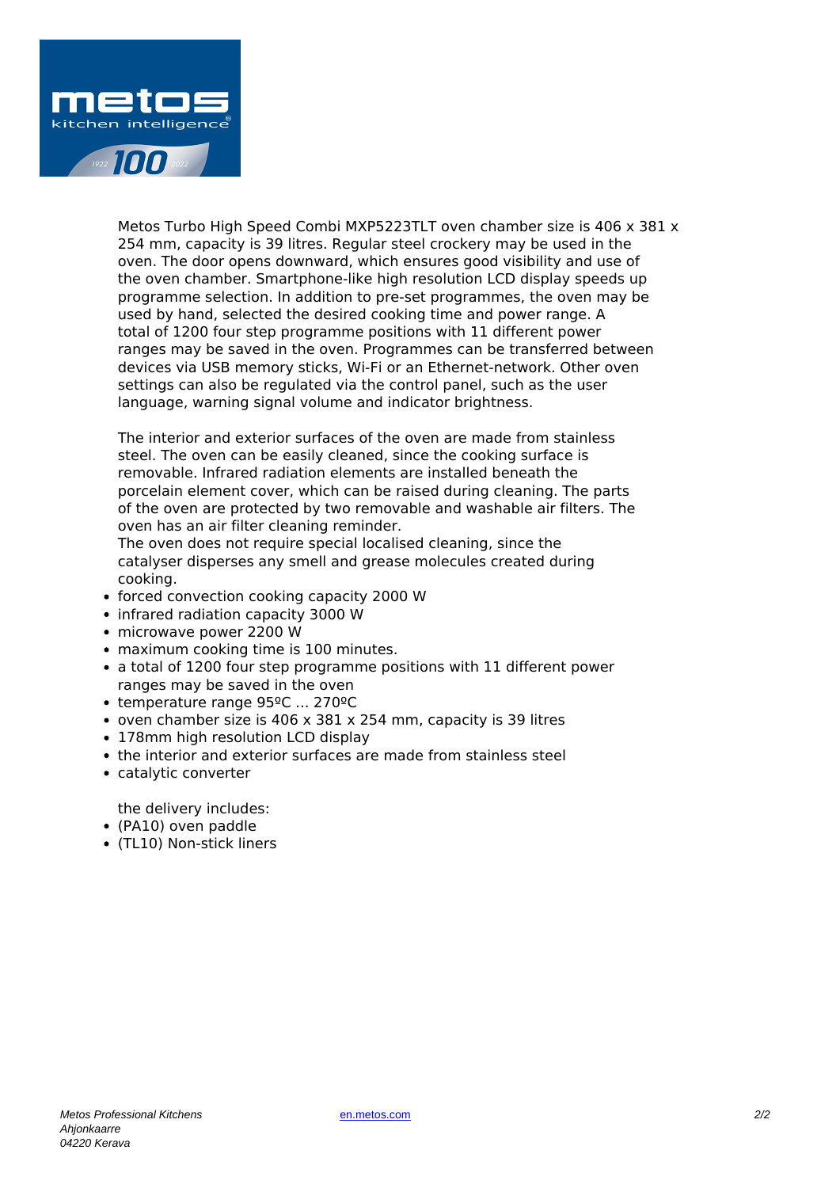Metos Turbo High Speed Combi MXP5223TLT oven chamber size is 406 x 381 x 254 mm, capacity is 39 litres. Regular steel crockery may be used in the oven. The door opens downward, which ensures good visibility and use of the oven chamber. Smartphone-like high resolution LCD display speeds up programme selection. In addition to pre-set programmes, the oven may be used by hand, selected the desired cooking time and power range. A total of 1200 four step programme positions with 11 different power ranges may be saved in the oven. Programmes can be transferred between devices via USB memory sticks, Wi-Fi or an Ethernet-network. Other oven settings can also be regulated via the control panel, such as the user language, warning signal volume and indicator brightness.

The interior and exterior surfaces of the oven are made from stainless steel. The oven can be easily cleaned, since the cooking surface is removable. Infrared radiation elements are installed beneath the porcelain element cover, which can be raised during cleaning. The parts of the oven are protected by two removable and washable air filters. The oven has an air filter cleaning reminder.
The oven does not require special localised cleaning, since the catalyser disperses any smell and grease molecules created during cooking.

- forced convection cooking capacity 2000 W
- infrared radiation capacity 3000 W
- microwave power 2200 W
- maximum cooking time is 100 minutes.
- a total of 1200 four step programme positions with 11 different power ranges may be saved in the oven
- temperature range 95ºC ... 270ºC
- oven chamber size is 406 x 381 x 254 mm, capacity is 39 litres
- 178mm high resolution LCD display
- the interior and exterior surfaces are made from stainless steel
- catalytic converter

the delivery includes:

- (PA10) oven paddle
- (TL10) Non-stick liners